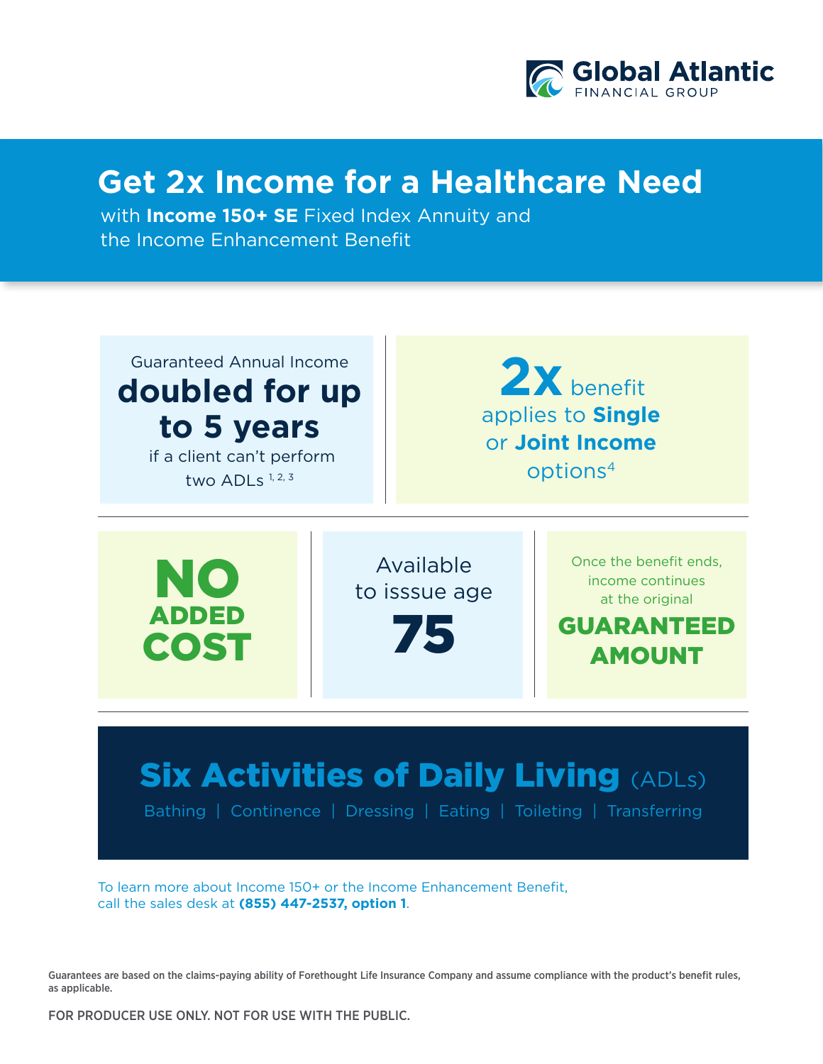Global Atlantic
FINANCIAL GROUP

# Get 2x Income for a Healthcare Need

with **Income 150+ SE** Fixed Index Annuity and the Income Enhancement Benefit

Guaranteed Annual Income **doubled for up to 5 years** if a client can't perform two ADLs [1, 2, 3]

**2x** benefit applies to **Single** or **Joint Income** options[4]

**NO ADDED COST**

Available to isssue age **75**

Once the benefit ends, income continues at the original **GUARANTEED AMOUNT**

## Six Activities of Daily Living (ADLs)

Bathing | Continence | Dressing | Eating | Toileting | Transferring

To learn more about Income 150+ or the Income Enhancement Benefit, call the sales desk at **(855) 447-2537, option 1**.

**Guarantees are based on the claims-paying ability of Forethought Life Insurance Company and assume compliance with the product's benefit rules, as applicable.**

FOR PRODUCER USE ONLY. NOT FOR USE WITH THE PUBLIC.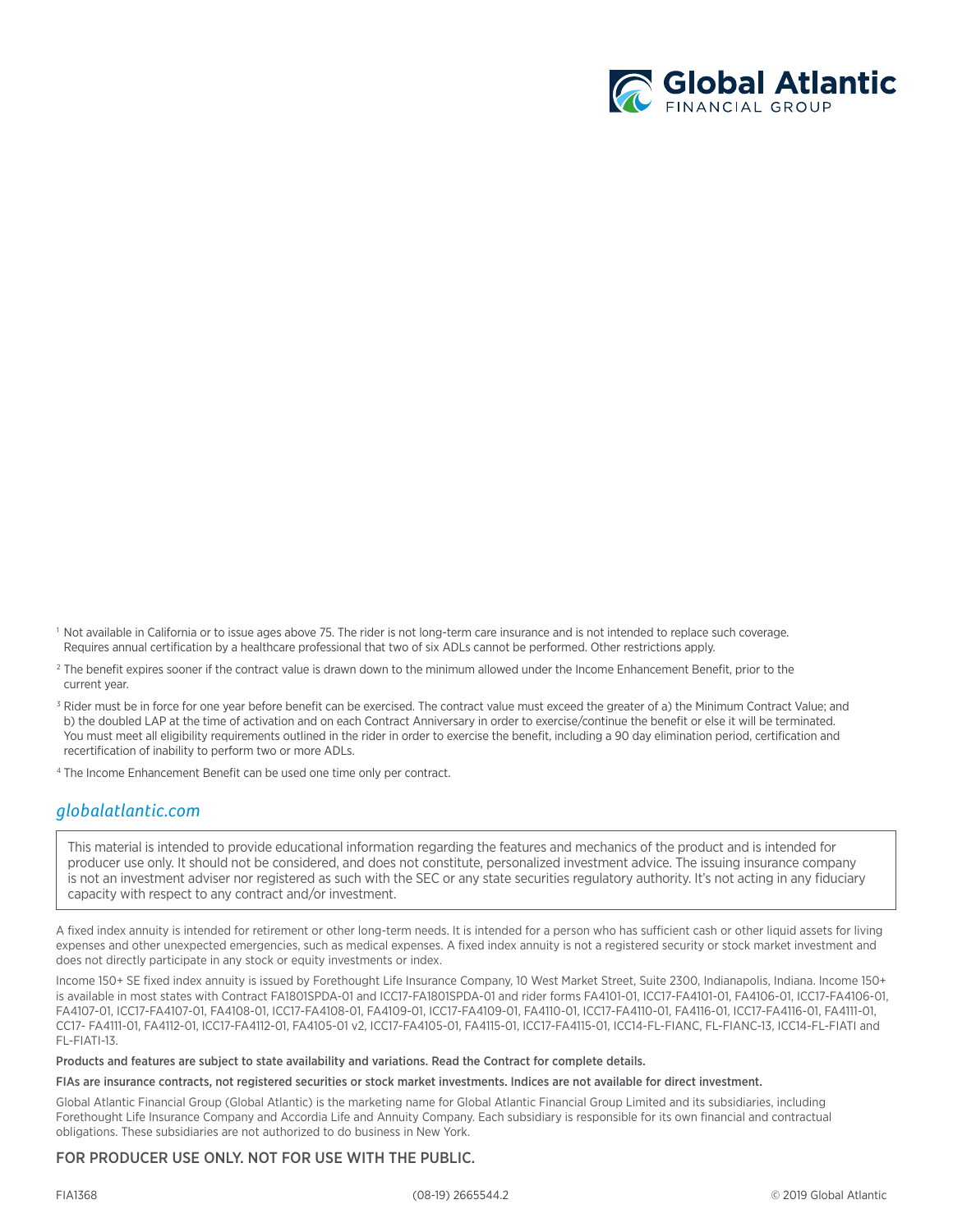Global Atlantic FINANCIAL GROUP

[1] Not available in California or to issue ages above 75. The rider is not long-term care insurance and is not intended to replace such coverage. Requires annual certification by a healthcare professional that two of six ADLs cannot be performed. Other restrictions apply.

[2] The benefit expires sooner if the contract value is drawn down to the minimum allowed under the Income Enhancement Benefit, prior to the current year.

[3] Rider must be in force for one year before benefit can be exercised. The contract value must exceed the greater of a) the Minimum Contract Value; and b) the doubled LAP at the time of activation and on each Contract Anniversary in order to exercise/continue the benefit or else it will be terminated. You must meet all eligibility requirements outlined in the rider in order to exercise the benefit, including a 90 day elimination period, certification and recertification of inability to perform two or more ADLs.

[4] The Income Enhancement Benefit can be used one time only per contract.

*globalatlantic.com*

This material is intended to provide educational information regarding the features and mechanics of the product and is intended for producer use only. It should not be considered, and does not constitute, personalized investment advice. The issuing insurance company is not an investment adviser nor registered as such with the SEC or any state securities regulatory authority. It's not acting in any fiduciary capacity with respect to any contract and/or investment.

A fixed index annuity is intended for retirement or other long-term needs. It is intended for a person who has sufficient cash or other liquid assets for living expenses and other unexpected emergencies, such as medical expenses. A fixed index annuity is not a registered security or stock market investment and does not directly participate in any stock or equity investments or index.

Income 150+ SE fixed index annuity is issued by Forethought Life Insurance Company, 10 West Market Street, Suite 2300, Indianapolis, Indiana. Income 150+ is available in most states with Contract FA1801SPDA-01 and ICC17-FA1801SPDA-01 and rider forms FA4101-01, ICC17-FA4101-01, FA4106-01, ICC17-FA4106-01, FA4107-01, ICC17-FA4107-01, FA4108-01, ICC17-FA4108-01, FA4109-01, ICC17-FA4109-01, FA4110-01, ICC17-FA4110-01, FA4116-01, ICC17-FA4116-01, FA4111-01, CC17- FA4111-01, FA4112-01, ICC17-FA4112-01, FA4105-01 v2, ICC17-FA4105-01, FA4115-01, ICC17-FA4115-01, ICC14-FL-FIANC, FL-FIANC-13, ICC14-FL-FIATI and FL-FIATI-13.

**Products and features are subject to state availability and variations. Read the Contract for complete details.**

**FIAs are insurance contracts, not registered securities or stock market investments. Indices are not available for direct investment.**

Global Atlantic Financial Group (Global Atlantic) is the marketing name for Global Atlantic Financial Group Limited and its subsidiaries, including Forethought Life Insurance Company and Accordia Life and Annuity Company. Each subsidiary is responsible for its own financial and contractual obligations. These subsidiaries are not authorized to do business in New York.

FOR PRODUCER USE ONLY. NOT FOR USE WITH THE PUBLIC.

FIA1368 (08-19) 2665544.2 © 2019 Global Atlantic